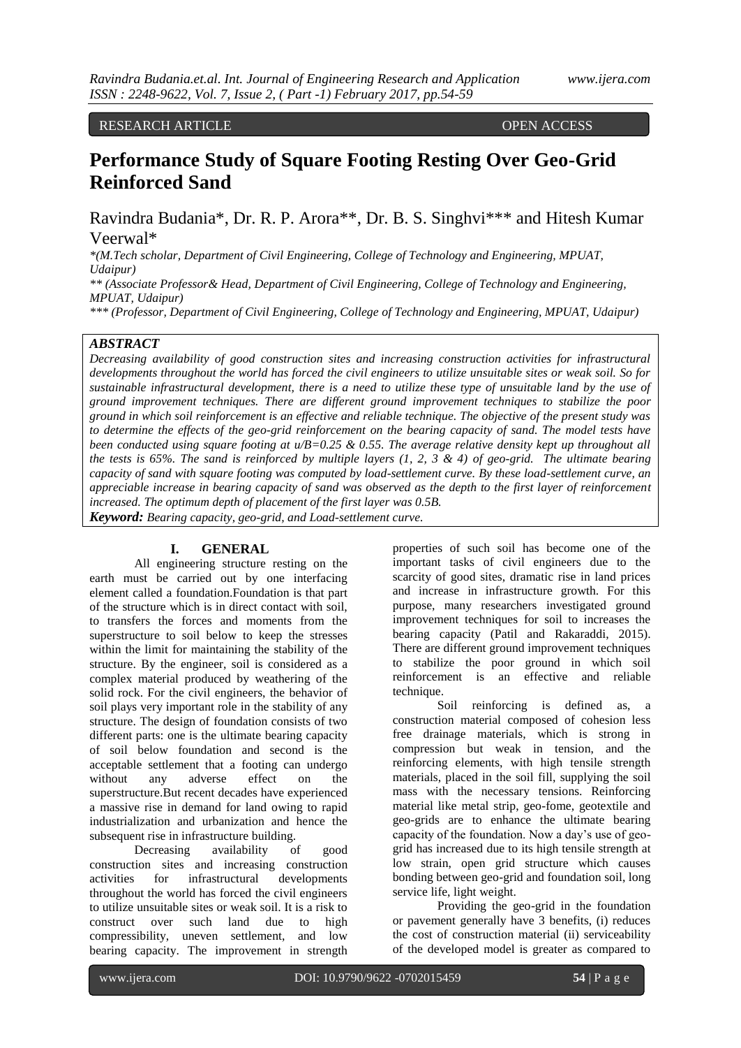RESEARCH ARTICLE OPEN ACCESS

# Performance Study of Square Footing Resting Over Geo-Grid Reinforced Sand

Ravindra Budania*, Dr. R. P. Arora**, Dr. B. S. Singhvi*** and Hitesh Kumar Veerwal*

*(M.Tech scholar, Department of Civil Engineering, College of Technology and Engineering, MPUAT, Udaipur)

** (Associate Professor& Head, Department of Civil Engineering, College of Technology and Engineering, MPUAT, Udaipur)

*** (Professor, Department of Civil Engineering, College of Technology and Engineering, MPUAT, Udaipur)

***ABSTRACT***

*Decreasing availability of good construction sites and increasing construction activities for infrastructural developments throughout the world has forced the civil engineers to utilize unsuitable sites or weak soil. So for sustainable infrastructural development, there is a need to utilize these type of unsuitable land by the use of ground improvement techniques. There are different ground improvement techniques to stabilize the poor ground in which soil reinforcement is an effective and reliable technique. The objective of the present study was to determine the effects of the geo-grid reinforcement on the bearing capacity of sand. The model tests have been conducted using square footing at u/B=0.25 & 0.55. The average relative density kept up throughout all the tests is 65%. The sand is reinforced by multiple layers (1, 2, 3 & 4) of geo-grid. The ultimate bearing capacity of sand with square footing was computed by load-settlement curve. By these load-settlement curve, an appreciable increase in bearing capacity of sand was observed as the depth to the first layer of reinforcement increased. The optimum depth of placement of the first layer was 0.5B.*

***Keyword:*** *Bearing capacity, geo-grid, and Load-settlement curve.*

## I. GENERAL

All engineering structure resting on the earth must be carried out by one interfacing element called a foundation.Foundation is that part of the structure which is in direct contact with soil, to transfers the forces and moments from the superstructure to soil below to keep the stresses within the limit for maintaining the stability of the structure. By the engineer, soil is considered as a complex material produced by weathering of the solid rock. For the civil engineers, the behavior of soil plays very important role in the stability of any structure. The design of foundation consists of two different parts: one is the ultimate bearing capacity of soil below foundation and second is the acceptable settlement that a footing can undergo without any adverse effect on the superstructure.But recent decades have experienced a massive rise in demand for land owing to rapid industrialization and urbanization and hence the subsequent rise in infrastructure building.

Decreasing availability of good construction sites and increasing construction activities for infrastructural developments throughout the world has forced the civil engineers to utilize unsuitable sites or weak soil. It is a risk to construct over such land due to high compressibility, uneven settlement, and low bearing capacity. The improvement in strength properties of such soil has become one of the important tasks of civil engineers due to the scarcity of good sites, dramatic rise in land prices and increase in infrastructure growth. For this purpose, many researchers investigated ground improvement techniques for soil to increases the bearing capacity (Patil and Rakaraddi, 2015). There are different ground improvement techniques to stabilize the poor ground in which soil reinforcement is an effective and reliable technique.

Soil reinforcing is defined as, a construction material composed of cohesion less free drainage materials, which is strong in compression but weak in tension, and the reinforcing elements, with high tensile strength materials, placed in the soil fill, supplying the soil mass with the necessary tensions. Reinforcing material like metal strip, geo-fome, geotextile and geo-grids are to enhance the ultimate bearing capacity of the foundation. Now a day's use of geo-grid has increased due to its high tensile strength at low strain, open grid structure which causes bonding between geo-grid and foundation soil, long service life, light weight.

Providing the geo-grid in the foundation or pavement generally have 3 benefits, (i) reduces the cost of construction material (ii) serviceability of the developed model is greater as compared to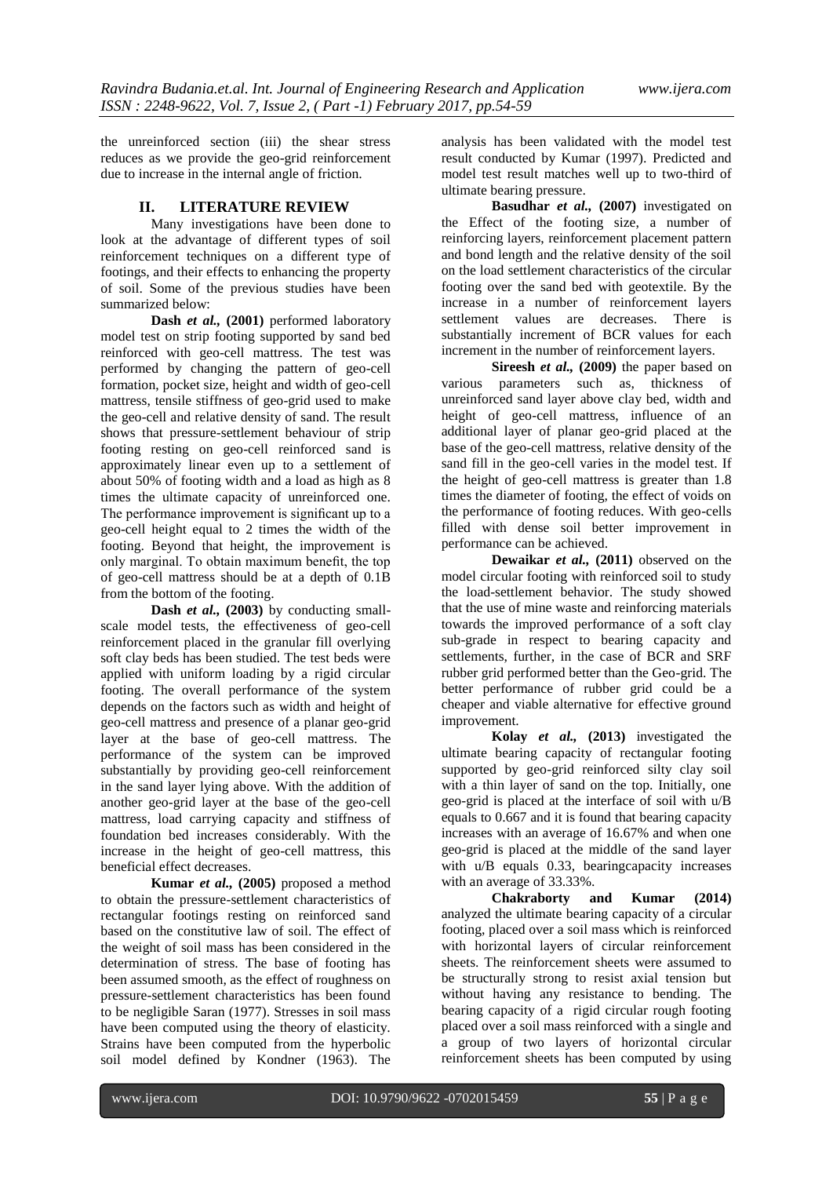the unreinforced section (iii) the shear stress reduces as we provide the geo-grid reinforcement due to increase in the internal angle of friction.

## II. LITERATURE REVIEW

Many investigations have been done to look at the advantage of different types of soil reinforcement techniques on a different type of footings, and their effects to enhancing the property of soil. Some of the previous studies have been summarized below:

**Dash *et al.,* (2001)** performed laboratory model test on strip footing supported by sand bed reinforced with geo-cell mattress. The test was performed by changing the pattern of geo-cell formation, pocket size, height and width of geo-cell mattress, tensile stiffness of geo-grid used to make the geo-cell and relative density of sand. The result shows that pressure-settlement behaviour of strip footing resting on geo-cell reinforced sand is approximately linear even up to a settlement of about 50% of footing width and a load as high as 8 times the ultimate capacity of unreinforced one. The performance improvement is significant up to a geo-cell height equal to 2 times the width of the footing. Beyond that height, the improvement is only marginal. To obtain maximum benefit, the top of geo-cell mattress should be at a depth of 0.1B from the bottom of the footing.

**Dash *et al.,* (2003)** by conducting small-scale model tests, the effectiveness of geo-cell reinforcement placed in the granular fill overlying soft clay beds has been studied. The test beds were applied with uniform loading by a rigid circular footing. The overall performance of the system depends on the factors such as width and height of geo-cell mattress and presence of a planar geo-grid layer at the base of geo-cell mattress. The performance of the system can be improved substantially by providing geo-cell reinforcement in the sand layer lying above. With the addition of another geo-grid layer at the base of the geo-cell mattress, load carrying capacity and stiffness of foundation bed increases considerably. With the increase in the height of geo-cell mattress, this beneficial effect decreases.

**Kumar *et al.,* (2005)** proposed a method to obtain the pressure-settlement characteristics of rectangular footings resting on reinforced sand based on the constitutive law of soil. The effect of the weight of soil mass has been considered in the determination of stress. The base of footing has been assumed smooth, as the effect of roughness on pressure-settlement characteristics has been found to be negligible Saran (1977). Stresses in soil mass have been computed using the theory of elasticity. Strains have been computed from the hyperbolic soil model defined by Kondner (1963). The analysis has been validated with the model test result conducted by Kumar (1997). Predicted and model test result matches well up to two-third of ultimate bearing pressure.

**Basudhar *et al.,* (2007)** investigated on the Effect of the footing size, a number of reinforcing layers, reinforcement placement pattern and bond length and the relative density of the soil on the load settlement characteristics of the circular footing over the sand bed with geotextile. By the increase in a number of reinforcement layers settlement values are decreases. There is substantially increment of BCR values for each increment in the number of reinforcement layers.

**Sireesh *et al.,* (2009)** the paper based on various parameters such as, thickness of unreinforced sand layer above clay bed, width and height of geo-cell mattress, influence of an additional layer of planar geo-grid placed at the base of the geo-cell mattress, relative density of the sand fill in the geo-cell varies in the model test. If the height of geo-cell mattress is greater than 1.8 times the diameter of footing, the effect of voids on the performance of footing reduces. With geo-cells filled with dense soil better improvement in performance can be achieved.

**Dewaikar *et al.,* (2011)** observed on the model circular footing with reinforced soil to study the load-settlement behavior. The study showed that the use of mine waste and reinforcing materials towards the improved performance of a soft clay sub-grade in respect to bearing capacity and settlements, further, in the case of BCR and SRF rubber grid performed better than the Geo-grid. The better performance of rubber grid could be a cheaper and viable alternative for effective ground improvement.

**Kolay *et al.,* (2013)** investigated the ultimate bearing capacity of rectangular footing supported by geo-grid reinforced silty clay soil with a thin layer of sand on the top. Initially, one geo-grid is placed at the interface of soil with u/B equals to 0.667 and it is found that bearing capacity increases with an average of 16.67% and when one geo-grid is placed at the middle of the sand layer with u/B equals 0.33, bearingcapacity increases with an average of 33.33%.

**Chakraborty and Kumar (2014)** analyzed the ultimate bearing capacity of a circular footing, placed over a soil mass which is reinforced with horizontal layers of circular reinforcement sheets. The reinforcement sheets were assumed to be structurally strong to resist axial tension but without having any resistance to bending. The bearing capacity of a rigid circular rough footing placed over a soil mass reinforced with a single and a group of two layers of horizontal circular reinforcement sheets has been computed by using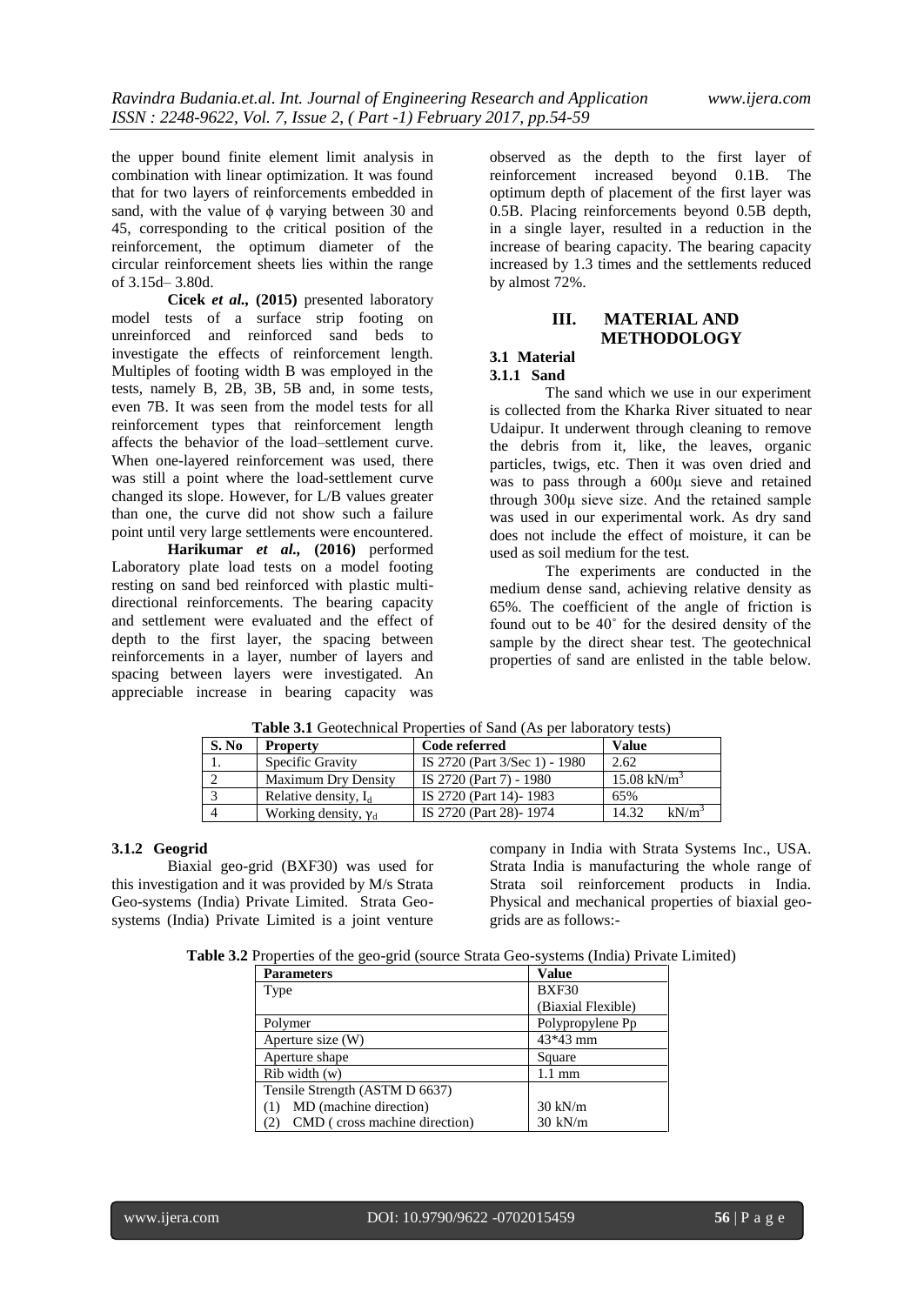the upper bound finite element limit analysis in combination with linear optimization. It was found that for two layers of reinforcements embedded in sand, with the value of ϕ varying between 30 and 45, corresponding to the critical position of the reinforcement, the optimum diameter of the circular reinforcement sheets lies within the range of 3.15d– 3.80d.

**Cicek *et al.*, (2015)** presented laboratory model tests of a surface strip footing on unreinforced and reinforced sand beds to investigate the effects of reinforcement length. Multiples of footing width B was employed in the tests, namely B, 2B, 3B, 5B and, in some tests, even 7B. It was seen from the model tests for all reinforcement types that reinforcement length affects the behavior of the load–settlement curve. When one-layered reinforcement was used, there was still a point where the load-settlement curve changed its slope. However, for L/B values greater than one, the curve did not show such a failure point until very large settlements were encountered.

**Harikumar *et al.*, (2016)** performed Laboratory plate load tests on a model footing resting on sand bed reinforced with plastic multi-directional reinforcements. The bearing capacity and settlement were evaluated and the effect of depth to the first layer, the spacing between reinforcements in a layer, number of layers and spacing between layers were investigated. An appreciable increase in bearing capacity was observed as the depth to the first layer of reinforcement increased beyond 0.1B. The optimum depth of placement of the first layer was 0.5B. Placing reinforcements beyond 0.5B depth, in a single layer, resulted in a reduction in the increase of bearing capacity. The bearing capacity increased by 1.3 times and the settlements reduced by almost 72%.

## III. MATERIAL AND METHODOLOGY

### 3.1 Material

#### 3.1.1 Sand

The sand which we use in our experiment is collected from the Kharka River situated to near Udaipur. It underwent through cleaning to remove the debris from it, like, the leaves, organic particles, twigs, etc. Then it was oven dried and was to pass through a 600μ sieve and retained through 300μ sieve size. And the retained sample was used in our experimental work. As dry sand does not include the effect of moisture, it can be used as soil medium for the test.

The experiments are conducted in the medium dense sand, achieving relative density as 65%. The coefficient of the angle of friction is found out to be 40˚ for the desired density of the sample by the direct shear test. The geotechnical properties of sand are enlisted in the table below.

**Table 3.1** Geotechnical Properties of Sand (As per laboratory tests)

| S. No | Property | Code referred | Value |
|---|---|---|---|
| 1. | Specific Gravity | IS 2720 (Part 3/Sec 1) - 1980 | 2.62 |
| 2 | Maximum Dry Density | IS 2720 (Part 7) - 1980 | 15.08 $kN/m^3$ |
| 3 | Relative density, $I_d$ | IS 2720 (Part 14)- 1983 | 65% |
| 4 | Working density, $\gamma_d$ | IS 2720 (Part 28)- 1974 | 14.32 $kN/m^3$ |

#### 3.1.2 Geogrid

Biaxial geo-grid (BXF30) was used for this investigation and it was provided by M/s Strata Geo-systems (India) Private Limited. Strata Geo-systems (India) Private Limited is a joint venture company in India with Strata Systems Inc., USA. Strata India is manufacturing the whole range of Strata soil reinforcement products in India. Physical and mechanical properties of biaxial geo-grids are as follows:-

**Table 3.2** Properties of the geo-grid (source Strata Geo-systems (India) Private Limited)

| Parameters | Value |
|---|---|
| Type | BXF30 (Biaxial Flexible) |
| Polymer | Polypropylene Pp |
| Aperture size (W) | 43*43 mm |
| Aperture shape | Square |
| Rib width (w) | 1.1 mm |
| Tensile Strength (ASTM D 6637) | |
| (1) MD (machine direction) | 30 kN/m |
| (2) CMD ( cross machine direction) | 30 kN/m |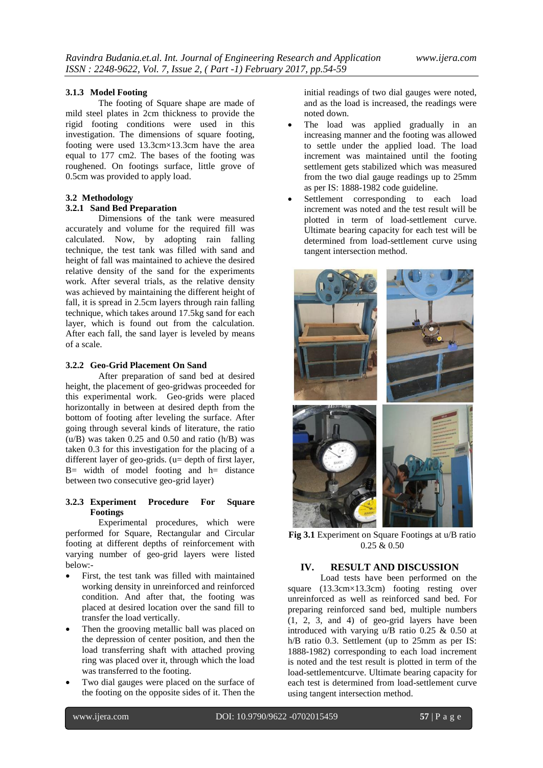#### 3.1.3 Model Footing

The footing of Square shape are made of mild steel plates in 2cm thickness to provide the rigid footing conditions were used in this investigation. The dimensions of square footing, footing were used 13.3cm×13.3cm have the area equal to 177 cm2. The bases of the footing was roughened. On footings surface, little grove of 0.5cm was provided to apply load.

### 3.2 Methodology

#### 3.2.1 Sand Bed Preparation

Dimensions of the tank were measured accurately and volume for the required fill was calculated. Now, by adopting rain falling technique, the test tank was filled with sand and height of fall was maintained to achieve the desired relative density of the sand for the experiments work. After several trials, as the relative density was achieved by maintaining the different height of fall, it is spread in 2.5cm layers through rain falling technique, which takes around 17.5kg sand for each layer, which is found out from the calculation. After each fall, the sand layer is leveled by means of a scale.

#### 3.2.2 Geo-Grid Placement On Sand

After preparation of sand bed at desired height, the placement of geo-gridwas proceeded for this experimental work. Geo-grids were placed horizontally in between at desired depth from the bottom of footing after leveling the surface. After going through several kinds of literature, the ratio (u/B) was taken 0.25 and 0.50 and ratio (h/B) was taken 0.3 for this investigation for the placing of a different layer of geo-grids. (u= depth of first layer, B= width of model footing and h= distance between two consecutive geo-grid layer)

#### 3.2.3 Experiment Procedure For Square Footings

Experimental procedures, which were performed for Square, Rectangular and Circular footing at different depths of reinforcement with varying number of geo-grid layers were listed below:-

- First, the test tank was filled with maintained working density in unreinforced and reinforced condition. And after that, the footing was placed at desired location over the sand fill to transfer the load vertically.
- Then the grooving metallic ball was placed on the depression of center position, and then the load transferring shaft with attached proving ring was placed over it, through which the load was transferred to the footing.
- Two dial gauges were placed on the surface of the footing on the opposite sides of it. Then the initial readings of two dial gauges were noted, and as the load is increased, the readings were noted down.
- The load was applied gradually in an increasing manner and the footing was allowed to settle under the applied load. The load increment was maintained until the footing settlement gets stabilized which was measured from the two dial gauge readings up to 25mm as per IS: 1888-1982 code guideline.
- Settlement corresponding to each load increment was noted and the test result will be plotted in term of load-settlement curve. Ultimate bearing capacity for each test will be determined from load-settlement curve using tangent intersection method.

**Fig 3.1** Experiment on Square Footings at u/B ratio 0.25 & 0.50

## IV. RESULT AND DISCUSSION

Load tests have been performed on the square (13.3cm×13.3cm) footing resting over unreinforced as well as reinforced sand bed. For preparing reinforced sand bed, multiple numbers (1, 2, 3, and 4) of geo-grid layers have been introduced with varying u/B ratio 0.25 & 0.50 at h/B ratio 0.3. Settlement (up to 25mm as per IS: 1888-1982) corresponding to each load increment is noted and the test result is plotted in term of the load-settlementcurve. Ultimate bearing capacity for each test is determined from load-settlement curve using tangent intersection method.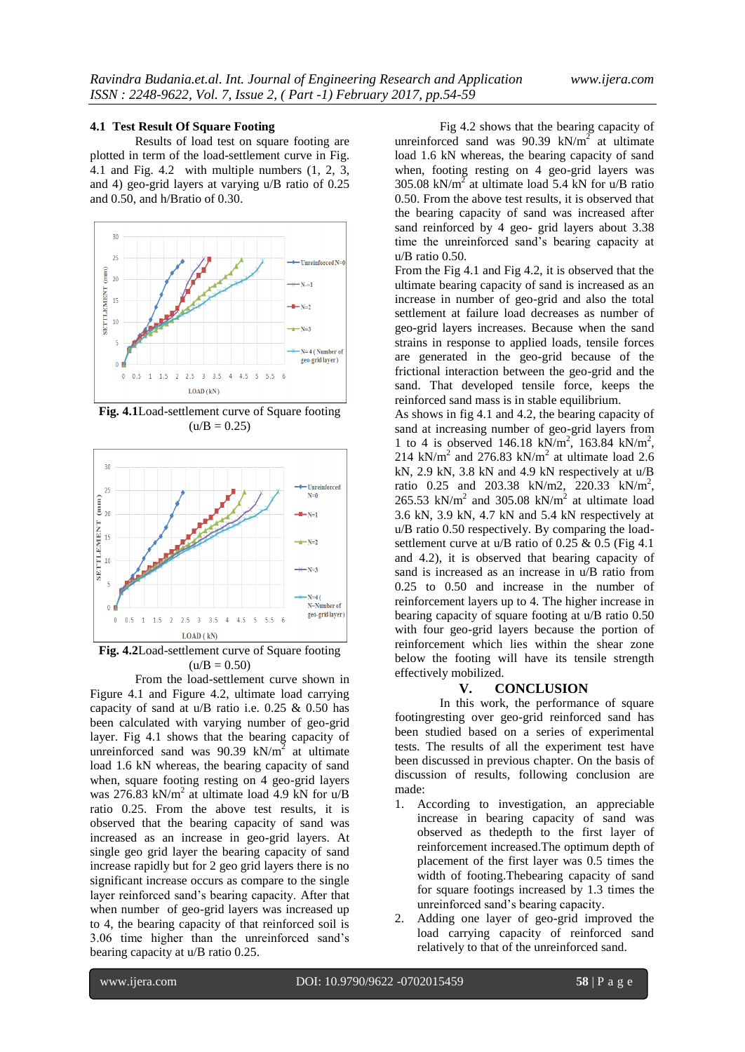### 4.1 Test Result Of Square Footing

Results of load test on square footing are plotted in term of the load-settlement curve in Fig. 4.1 and Fig. 4.2 with multiple numbers (1, 2, 3, and 4) geo-grid layers at varying u/B ratio of 0.25 and 0.50, and h/Bratio of 0.30.

**Fig. 4.1**Load-settlement curve of Square footing (u/B = 0.25)

**Fig. 4.2**Load-settlement curve of Square footing (u/B = 0.50)

From the load-settlement curve shown in Figure 4.1 and Figure 4.2, ultimate load carrying capacity of sand at u/B ratio i.e. 0.25 & 0.50 has been calculated with varying number of geo-grid layer. Fig 4.1 shows that the bearing capacity of unreinforced sand was 90.39 kN/$m^2$ at ultimate load 1.6 kN whereas, the bearing capacity of sand when, square footing resting on 4 geo-grid layers was 276.83 kN/$m^2$ at ultimate load 4.9 kN for u/B ratio 0.25. From the above test results, it is observed that the bearing capacity of sand was increased as an increase in geo-grid layers. At single geo grid layer the bearing capacity of sand increase rapidly but for 2 geo grid layers there is no significant increase occurs as compare to the single layer reinforced sand's bearing capacity. After that when number of geo-grid layers was increased up to 4, the bearing capacity of that reinforced soil is 3.06 time higher than the unreinforced sand's bearing capacity at u/B ratio 0.25.

Fig 4.2 shows that the bearing capacity of unreinforced sand was 90.39 kN/$m^2$ at ultimate load 1.6 kN whereas, the bearing capacity of sand when, footing resting on 4 geo-grid layers was 305.08 kN/$m^2$ at ultimate load 5.4 kN for u/B ratio 0.50. From the above test results, it is observed that the bearing capacity of sand was increased after sand reinforced by 4 geo- grid layers about 3.38 time the unreinforced sand's bearing capacity at u/B ratio 0.50.

From the Fig 4.1 and Fig 4.2, it is observed that the ultimate bearing capacity of sand is increased as an increase in number of geo-grid and also the total settlement at failure load decreases as number of geo-grid layers increases. Because when the sand strains in response to applied loads, tensile forces are generated in the geo-grid because of the frictional interaction between the geo-grid and the sand. That developed tensile force, keeps the reinforced sand mass is in stable equilibrium.

As shows in fig 4.1 and 4.2, the bearing capacity of sand at increasing number of geo-grid layers from 1 to 4 is observed 146.18 kN/$m^2$, 163.84 kN/$m^2$, 214 kN/$m^2$ and 276.83 kN/$m^2$ at ultimate load 2.6 kN, 2.9 kN, 3.8 kN and 4.9 kN respectively at u/B ratio 0.25 and 203.38 kN/m2, 220.33 kN/$m^2$, 265.53 kN/$m^2$ and 305.08 kN/$m^2$ at ultimate load 3.6 kN, 3.9 kN, 4.7 kN and 5.4 kN respectively at u/B ratio 0.50 respectively. By comparing the load-settlement curve at u/B ratio of 0.25 & 0.5 (Fig 4.1 and 4.2), it is observed that bearing capacity of sand is increased as an increase in u/B ratio from 0.25 to 0.50 and increase in the number of reinforcement layers up to 4. The higher increase in bearing capacity of square footing at u/B ratio 0.50 with four geo-grid layers because the portion of reinforcement which lies within the shear zone below the footing will have its tensile strength effectively mobilized.

## V. CONCLUSION

In this work, the performance of square footingresting over geo-grid reinforced sand has been studied based on a series of experimental tests. The results of all the experiment test have been discussed in previous chapter. On the basis of discussion of results, following conclusion are made:

1. According to investigation, an appreciable increase in bearing capacity of sand was observed as thedepth to the first layer of reinforcement increased.The optimum depth of placement of the first layer was 0.5 times the width of footing.Thebearing capacity of sand for square footings increased by 1.3 times the unreinforced sand's bearing capacity.
2. Adding one layer of geo-grid improved the load carrying capacity of reinforced sand relatively to that of the unreinforced sand.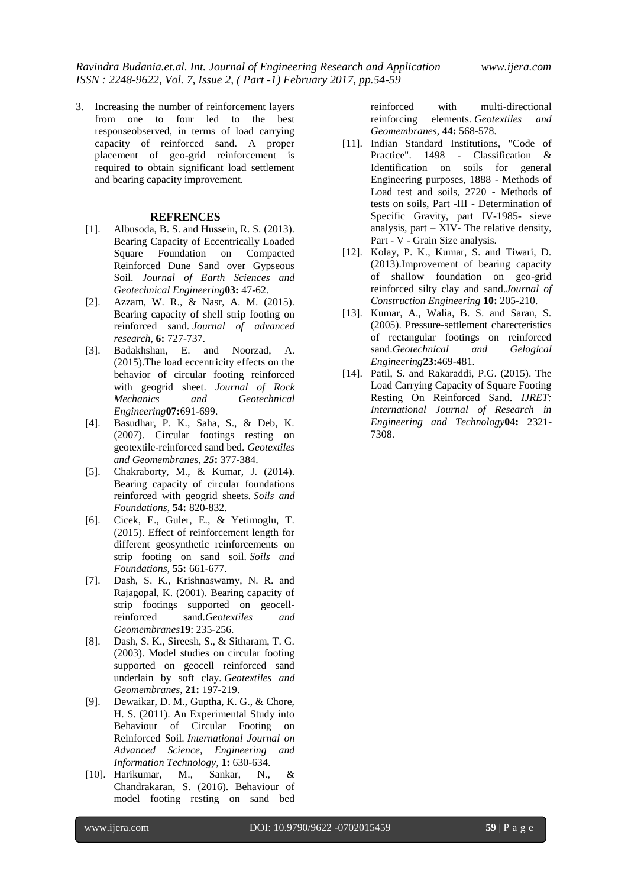3. Increasing the number of reinforcement layers from one to four led to the best responseobserved, in terms of load carrying capacity of reinforced sand. A proper placement of geo-grid reinforcement is required to obtain significant load settlement and bearing capacity improvement.

## REFRENCES

[1]. Albusoda, B. S. and Hussein, R. S. (2013). Bearing Capacity of Eccentrically Loaded Square Foundation on Compacted Reinforced Dune Sand over Gypseous Soil. *Journal of Earth Sciences and Geotechnical Engineering***03:** 47-62.

[2]. Azzam, W. R., & Nasr, A. M. (2015). Bearing capacity of shell strip footing on reinforced sand. *Journal of advanced research*, **6:** 727-737.

[3]. Badakhshan, E. and Noorzad, A. (2015).The load eccentricity effects on the behavior of circular footing reinforced with geogrid sheet. *Journal of Rock Mechanics and Geotechnical Engineering***07:**691-699.

[4]. Basudhar, P. K., Saha, S., & Deb, K. (2007). Circular footings resting on geotextile-reinforced sand bed. *Geotextiles and Geomembranes*, ***25*:** 377-384.

[5]. Chakraborty, M., & Kumar, J. (2014). Bearing capacity of circular foundations reinforced with geogrid sheets. *Soils and Foundations*, **54:** 820-832.

[6]. Cicek, E., Guler, E., & Yetimoglu, T. (2015). Effect of reinforcement length for different geosynthetic reinforcements on strip footing on sand soil. *Soils and Foundations*, **55:** 661-677.

[7]. Dash, S. K., Krishnaswamy, N. R. and Rajagopal, K. (2001). Bearing capacity of strip footings supported on geocell-reinforced sand.*Geotextiles and Geomembranes***19**: 235-256.

[8]. Dash, S. K., Sireesh, S., & Sitharam, T. G. (2003). Model studies on circular footing supported on geocell reinforced sand underlain by soft clay. *Geotextiles and Geomembranes*, **21:** 197-219.

[9]. Dewaikar, D. M., Guptha, K. G., & Chore, H. S. (2011). An Experimental Study into Behaviour of Circular Footing on Reinforced Soil. *International Journal on Advanced Science, Engineering and Information Technology*, **1:** 630-634.

[10]. Harikumar, M., Sankar, N., & Chandrakaran, S. (2016). Behaviour of model footing resting on sand bed reinforced with multi-directional reinforcing elements. *Geotextiles and Geomembranes*, **44:** 568-578.

[11]. Indian Standard Institutions, "Code of Practice". 1498 - Classification & Identification on soils for general Engineering purposes, 1888 - Methods of Load test and soils, 2720 - Methods of tests on soils, Part -III - Determination of Specific Gravity, part IV-1985- sieve analysis, part – XIV- The relative density, Part - V - Grain Size analysis.

[12]. Kolay, P. K., Kumar, S. and Tiwari, D. (2013).Improvement of bearing capacity of shallow foundation on geo-grid reinforced silty clay and sand.*Journal of Construction Engineering* **10:** 205-210.

[13]. Kumar, A., Walia, B. S. and Saran, S. (2005). Pressure-settlement charecteristics of rectangular footings on reinforced sand.*Geotechnical and Gelogical Engineering***23:**469-481.

[14]. Patil, S. and Rakaraddi, P.G. (2015). The Load Carrying Capacity of Square Footing Resting On Reinforced Sand. *IJRET: International Journal of Research in Engineering and Technology***04:** 2321-7308.